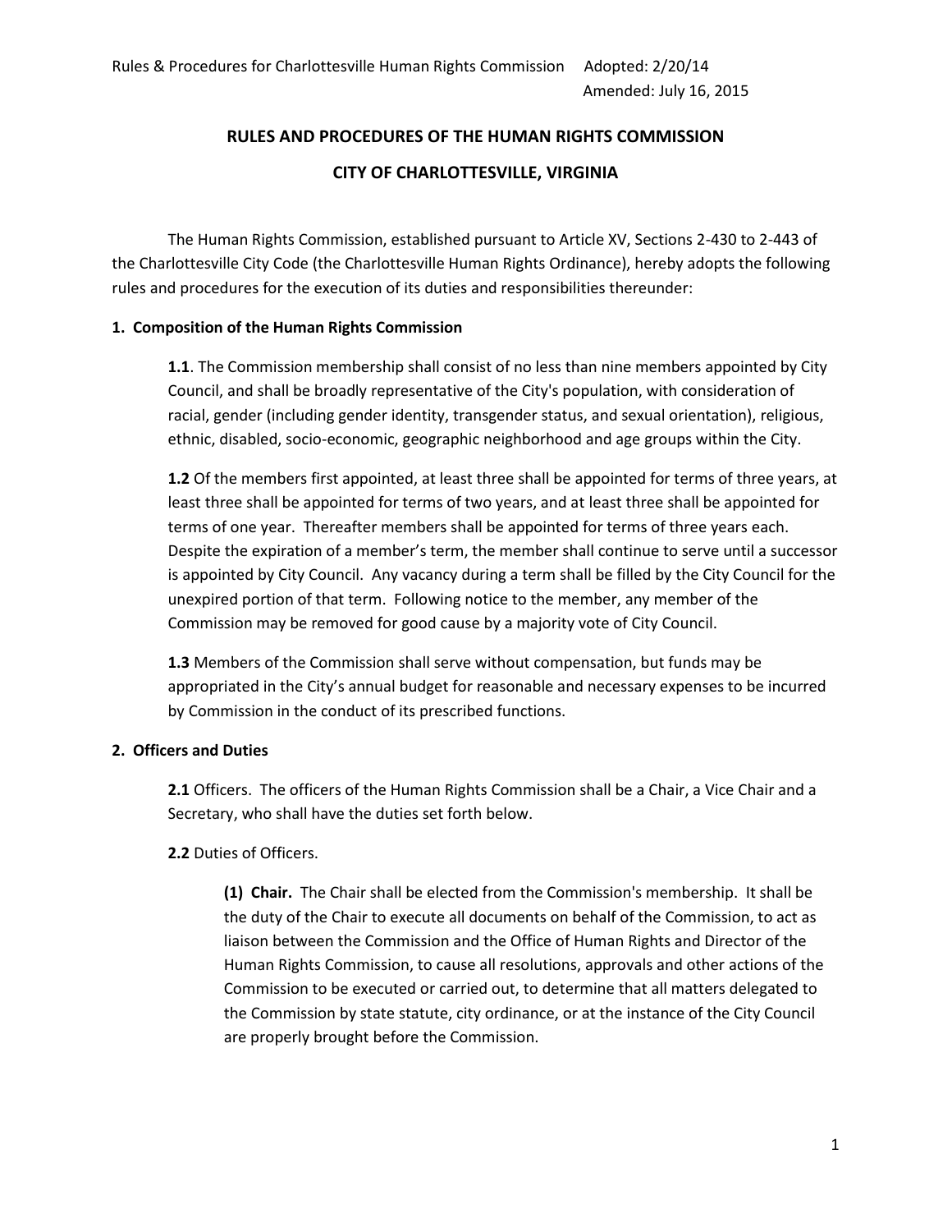# RULES AND PROCEDURES OF THE HUMAN RIGHTS COMMISSION

# CITY OF CHARLOTTESVILLE, VIRGINIA

The Human Rights Commission, established pursuant to Article XV, Sections 2-430 to 2-443 of the Charlottesville City Code (the Charlottesville Human Rights Ordinance), hereby adopts the following rules and procedures for the execution of its duties and responsibilities thereunder:

## 1. Composition of the Human Rights Commission

**1.1**. The Commission membership shall consist of no less than nine members appointed by City Council, and shall be broadly representative of the City's population, with consideration of racial, gender (including gender identity, transgender status, and sexual orientation), religious, ethnic, disabled, socio-economic, geographic neighborhood and age groups within the City.

**1.2** Of the members first appointed, at least three shall be appointed for terms of three years, at least three shall be appointed for terms of two years, and at least three shall be appointed for terms of one year. Thereafter members shall be appointed for terms of three years each. Despite the expiration of a member's term, the member shall continue to serve until a successor is appointed by City Council. Any vacancy during a term shall be filled by the City Council for the unexpired portion of that term. Following notice to the member, any member of the Commission may be removed for good cause by a majority vote of City Council.

**1.3** Members of the Commission shall serve without compensation, but funds may be appropriated in the City's annual budget for reasonable and necessary expenses to be incurred by Commission in the conduct of its prescribed functions.

## 2. Officers and Duties

**2.1** Officers. The officers of the Human Rights Commission shall be a Chair, a Vice Chair and a Secretary, who shall have the duties set forth below.

**2.2** Duties of Officers.

**(1) Chair.** The Chair shall be elected from the Commission's membership. It shall be the duty of the Chair to execute all documents on behalf of the Commission, to act as liaison between the Commission and the Office of Human Rights and Director of the Human Rights Commission, to cause all resolutions, approvals and other actions of the Commission to be executed or carried out, to determine that all matters delegated to the Commission by state statute, city ordinance, or at the instance of the City Council are properly brought before the Commission.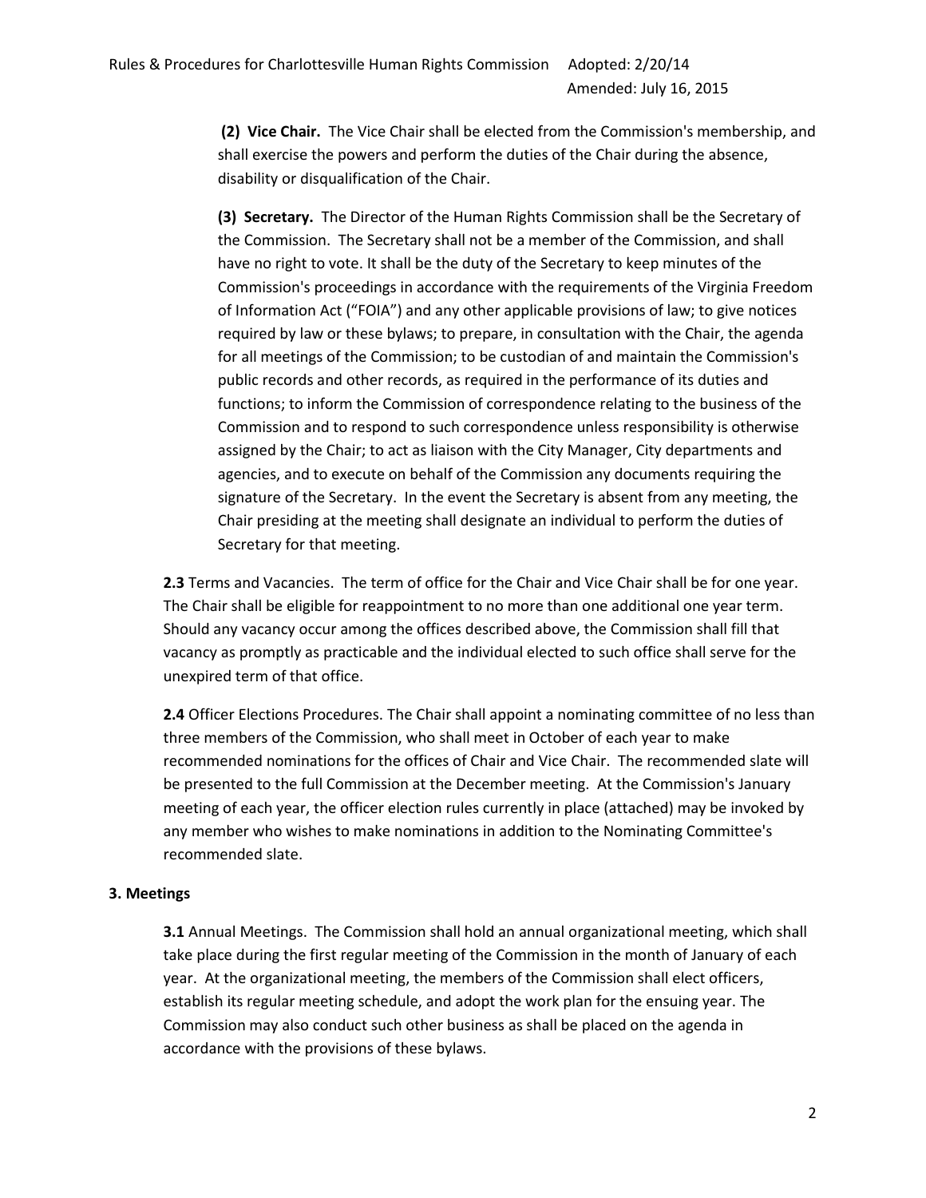**(2) Vice Chair.** The Vice Chair shall be elected from the Commission's membership, and shall exercise the powers and perform the duties of the Chair during the absence, disability or disqualification of the Chair.

**(3) Secretary.** The Director of the Human Rights Commission shall be the Secretary of the Commission. The Secretary shall not be a member of the Commission, and shall have no right to vote. It shall be the duty of the Secretary to keep minutes of the Commission's proceedings in accordance with the requirements of the Virginia Freedom of Information Act ("FOIA") and any other applicable provisions of law; to give notices required by law or these bylaws; to prepare, in consultation with the Chair, the agenda for all meetings of the Commission; to be custodian of and maintain the Commission's public records and other records, as required in the performance of its duties and functions; to inform the Commission of correspondence relating to the business of the Commission and to respond to such correspondence unless responsibility is otherwise assigned by the Chair; to act as liaison with the City Manager, City departments and agencies, and to execute on behalf of the Commission any documents requiring the signature of the Secretary. In the event the Secretary is absent from any meeting, the Chair presiding at the meeting shall designate an individual to perform the duties of Secretary for that meeting.

**2.3** Terms and Vacancies. The term of office for the Chair and Vice Chair shall be for one year. The Chair shall be eligible for reappointment to no more than one additional one year term. Should any vacancy occur among the offices described above, the Commission shall fill that vacancy as promptly as practicable and the individual elected to such office shall serve for the unexpired term of that office.

**2.4** Officer Elections Procedures. The Chair shall appoint a nominating committee of no less than three members of the Commission, who shall meet in October of each year to make recommended nominations for the offices of Chair and Vice Chair. The recommended slate will be presented to the full Commission at the December meeting. At the Commission's January meeting of each year, the officer election rules currently in place (attached) may be invoked by any member who wishes to make nominations in addition to the Nominating Committee's recommended slate.

## 3. Meetings

**3.1** Annual Meetings. The Commission shall hold an annual organizational meeting, which shall take place during the first regular meeting of the Commission in the month of January of each year. At the organizational meeting, the members of the Commission shall elect officers, establish its regular meeting schedule, and adopt the work plan for the ensuing year. The Commission may also conduct such other business as shall be placed on the agenda in accordance with the provisions of these bylaws.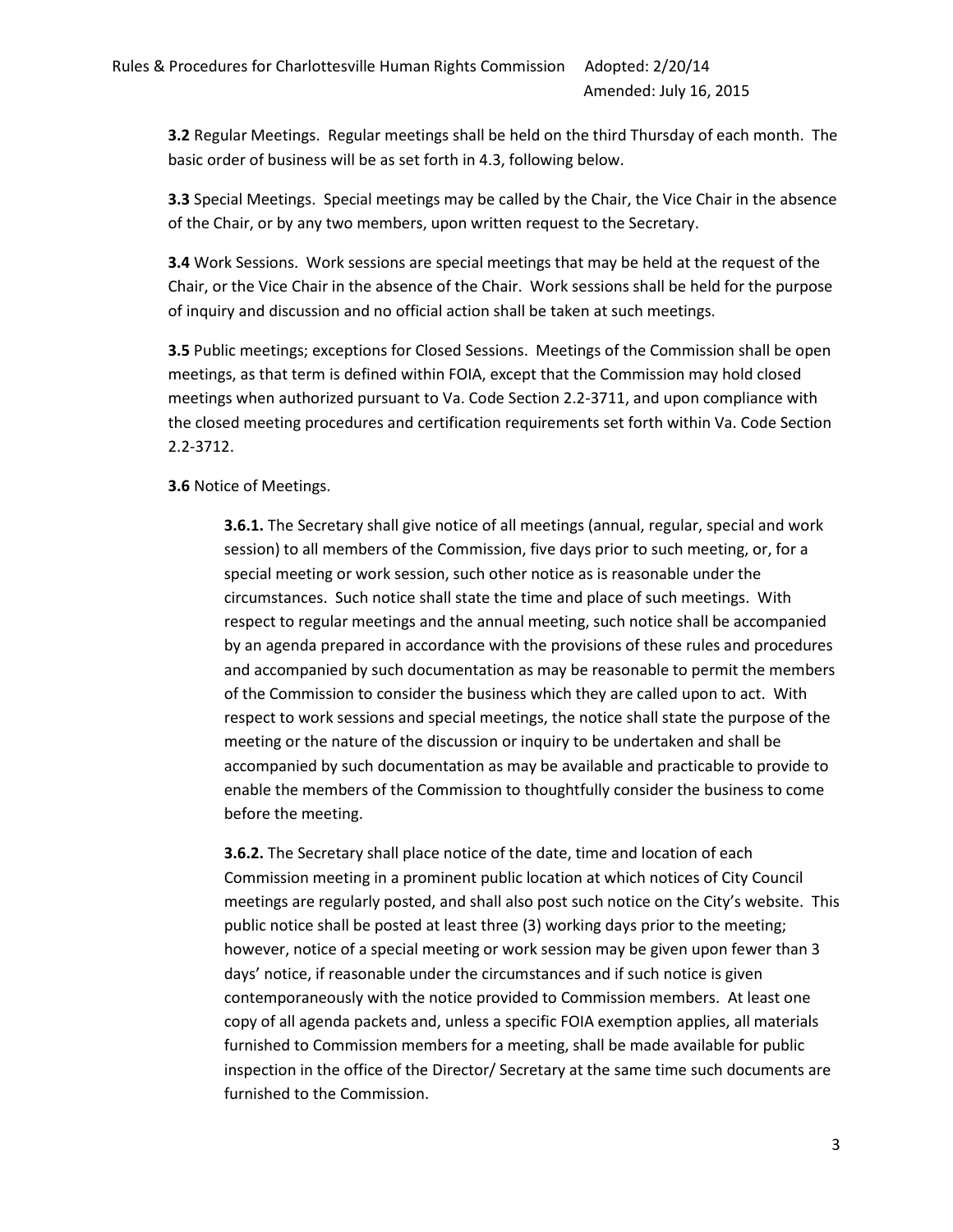**3.2** Regular Meetings. Regular meetings shall be held on the third Thursday of each month. The basic order of business will be as set forth in 4.3, following below.

**3.3** Special Meetings. Special meetings may be called by the Chair, the Vice Chair in the absence of the Chair, or by any two members, upon written request to the Secretary.

**3.4** Work Sessions. Work sessions are special meetings that may be held at the request of the Chair, or the Vice Chair in the absence of the Chair. Work sessions shall be held for the purpose of inquiry and discussion and no official action shall be taken at such meetings.

**3.5** Public meetings; exceptions for Closed Sessions. Meetings of the Commission shall be open meetings, as that term is defined within FOIA, except that the Commission may hold closed meetings when authorized pursuant to Va. Code Section 2.2-3711, and upon compliance with the closed meeting procedures and certification requirements set forth within Va. Code Section 2.2-3712.

**3.6** Notice of Meetings.

> **3.6.1.** The Secretary shall give notice of all meetings (annual, regular, special and work session) to all members of the Commission, five days prior to such meeting, or, for a special meeting or work session, such other notice as is reasonable under the circumstances. Such notice shall state the time and place of such meetings. With respect to regular meetings and the annual meeting, such notice shall be accompanied by an agenda prepared in accordance with the provisions of these rules and procedures and accompanied by such documentation as may be reasonable to permit the members of the Commission to consider the business which they are called upon to act. With respect to work sessions and special meetings, the notice shall state the purpose of the meeting or the nature of the discussion or inquiry to be undertaken and shall be accompanied by such documentation as may be available and practicable to provide to enable the members of the Commission to thoughtfully consider the business to come before the meeting.
>
> **3.6.2.** The Secretary shall place notice of the date, time and location of each Commission meeting in a prominent public location at which notices of City Council meetings are regularly posted, and shall also post such notice on the City's website. This public notice shall be posted at least three (3) working days prior to the meeting; however, notice of a special meeting or work session may be given upon fewer than 3 days' notice, if reasonable under the circumstances and if such notice is given contemporaneously with the notice provided to Commission members. At least one copy of all agenda packets and, unless a specific FOIA exemption applies, all materials furnished to Commission members for a meeting, shall be made available for public inspection in the office of the Director/ Secretary at the same time such documents are furnished to the Commission.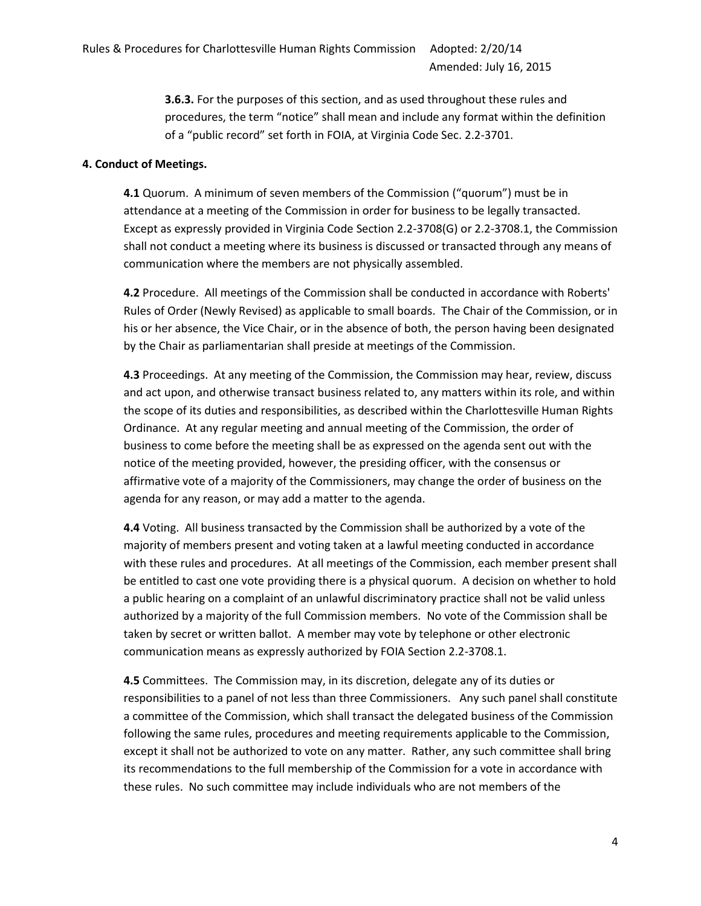**3.6.3.** For the purposes of this section, and as used throughout these rules and procedures, the term "notice" shall mean and include any format within the definition of a "public record" set forth in FOIA, at Virginia Code Sec. 2.2-3701.

**4. Conduct of Meetings.**

**4.1** Quorum. A minimum of seven members of the Commission ("quorum") must be in attendance at a meeting of the Commission in order for business to be legally transacted. Except as expressly provided in Virginia Code Section 2.2-3708(G) or 2.2-3708.1, the Commission shall not conduct a meeting where its business is discussed or transacted through any means of communication where the members are not physically assembled.

**4.2** Procedure. All meetings of the Commission shall be conducted in accordance with Roberts' Rules of Order (Newly Revised) as applicable to small boards. The Chair of the Commission, or in his or her absence, the Vice Chair, or in the absence of both, the person having been designated by the Chair as parliamentarian shall preside at meetings of the Commission.

**4.3** Proceedings. At any meeting of the Commission, the Commission may hear, review, discuss and act upon, and otherwise transact business related to, any matters within its role, and within the scope of its duties and responsibilities, as described within the Charlottesville Human Rights Ordinance. At any regular meeting and annual meeting of the Commission, the order of business to come before the meeting shall be as expressed on the agenda sent out with the notice of the meeting provided, however, the presiding officer, with the consensus or affirmative vote of a majority of the Commissioners, may change the order of business on the agenda for any reason, or may add a matter to the agenda.

**4.4** Voting. All business transacted by the Commission shall be authorized by a vote of the majority of members present and voting taken at a lawful meeting conducted in accordance with these rules and procedures. At all meetings of the Commission, each member present shall be entitled to cast one vote providing there is a physical quorum. A decision on whether to hold a public hearing on a complaint of an unlawful discriminatory practice shall not be valid unless authorized by a majority of the full Commission members. No vote of the Commission shall be taken by secret or written ballot. A member may vote by telephone or other electronic communication means as expressly authorized by FOIA Section 2.2-3708.1.

**4.5** Committees. The Commission may, in its discretion, delegate any of its duties or responsibilities to a panel of not less than three Commissioners. Any such panel shall constitute a committee of the Commission, which shall transact the delegated business of the Commission following the same rules, procedures and meeting requirements applicable to the Commission, except it shall not be authorized to vote on any matter. Rather, any such committee shall bring its recommendations to the full membership of the Commission for a vote in accordance with these rules. No such committee may include individuals who are not members of the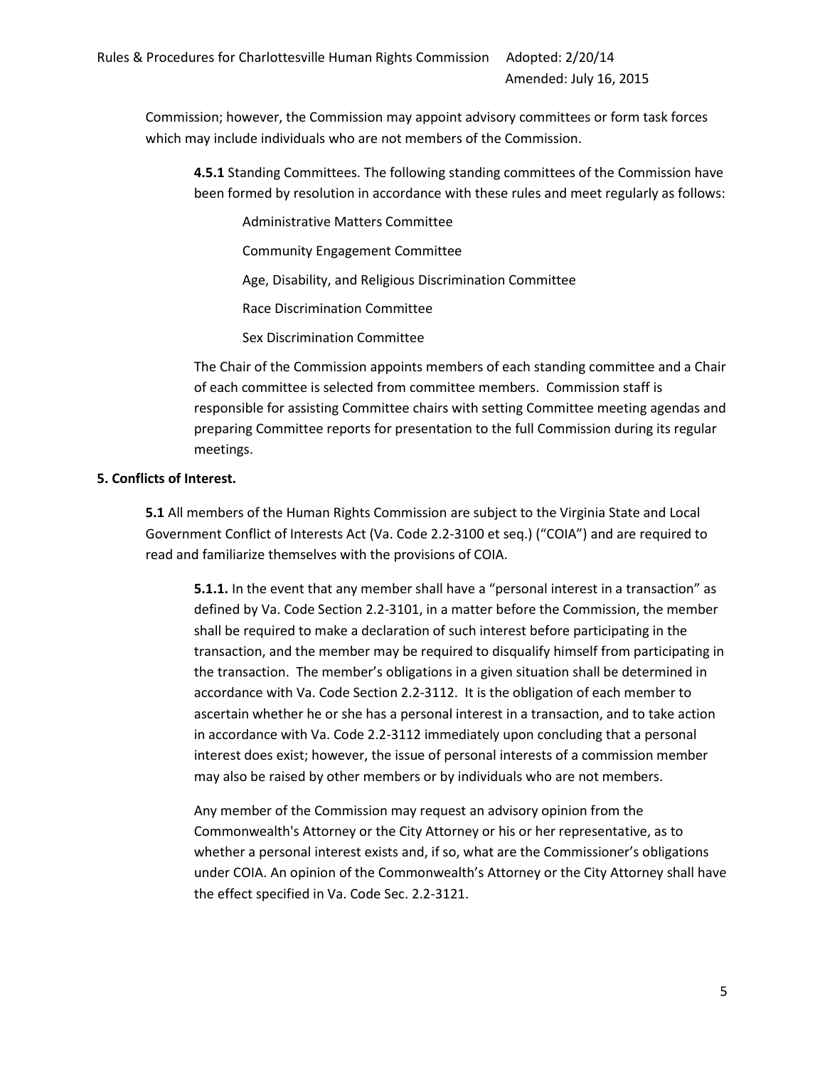Commission; however, the Commission may appoint advisory committees or form task forces which may include individuals who are not members of the Commission.

**4.5.1** Standing Committees. The following standing committees of the Commission have been formed by resolution in accordance with these rules and meet regularly as follows:

Administrative Matters Committee

Community Engagement Committee

Age, Disability, and Religious Discrimination Committee

Race Discrimination Committee

Sex Discrimination Committee

The Chair of the Commission appoints members of each standing committee and a Chair of each committee is selected from committee members. Commission staff is responsible for assisting Committee chairs with setting Committee meeting agendas and preparing Committee reports for presentation to the full Commission during its regular meetings.

**5. Conflicts of Interest.**

**5.1** All members of the Human Rights Commission are subject to the Virginia State and Local Government Conflict of Interests Act (Va. Code 2.2-3100 et seq.) ("COIA") and are required to read and familiarize themselves with the provisions of COIA.

**5.1.1.** In the event that any member shall have a "personal interest in a transaction" as defined by Va. Code Section 2.2-3101, in a matter before the Commission, the member shall be required to make a declaration of such interest before participating in the transaction, and the member may be required to disqualify himself from participating in the transaction. The member's obligations in a given situation shall be determined in accordance with Va. Code Section 2.2-3112. It is the obligation of each member to ascertain whether he or she has a personal interest in a transaction, and to take action in accordance with Va. Code 2.2-3112 immediately upon concluding that a personal interest does exist; however, the issue of personal interests of a commission member may also be raised by other members or by individuals who are not members.

Any member of the Commission may request an advisory opinion from the Commonwealth's Attorney or the City Attorney or his or her representative, as to whether a personal interest exists and, if so, what are the Commissioner's obligations under COIA. An opinion of the Commonwealth's Attorney or the City Attorney shall have the effect specified in Va. Code Sec. 2.2-3121.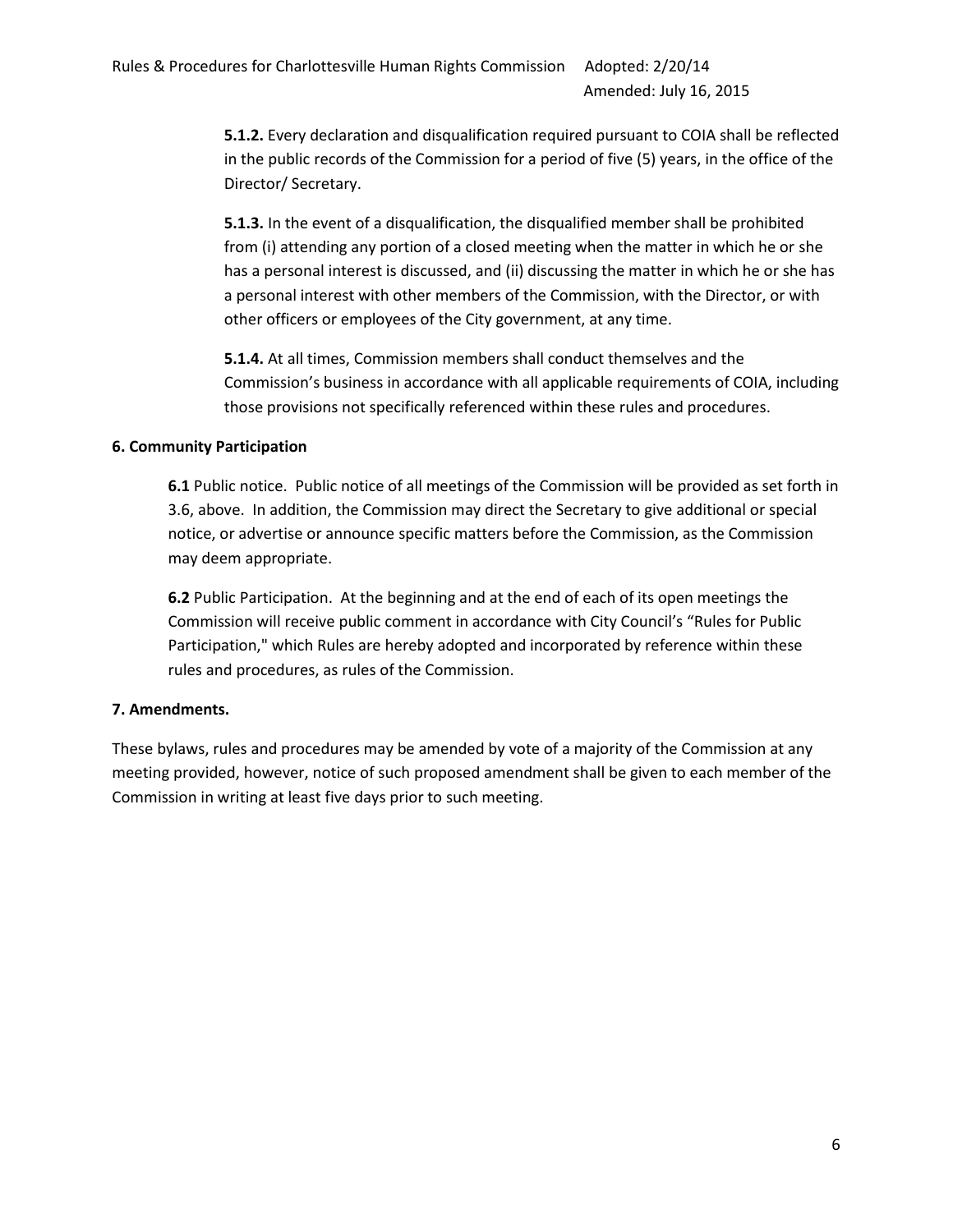**5.1.2.** Every declaration and disqualification required pursuant to COIA shall be reflected in the public records of the Commission for a period of five (5) years, in the office of the Director/ Secretary.

**5.1.3.** In the event of a disqualification, the disqualified member shall be prohibited from (i) attending any portion of a closed meeting when the matter in which he or she has a personal interest is discussed, and (ii) discussing the matter in which he or she has a personal interest with other members of the Commission, with the Director, or with other officers or employees of the City government, at any time.

**5.1.4.** At all times, Commission members shall conduct themselves and the Commission's business in accordance with all applicable requirements of COIA, including those provisions not specifically referenced within these rules and procedures.

**6. Community Participation**

**6.1** Public notice. Public notice of all meetings of the Commission will be provided as set forth in 3.6, above. In addition, the Commission may direct the Secretary to give additional or special notice, or advertise or announce specific matters before the Commission, as the Commission may deem appropriate.

**6.2** Public Participation. At the beginning and at the end of each of its open meetings the Commission will receive public comment in accordance with City Council's "Rules for Public Participation," which Rules are hereby adopted and incorporated by reference within these rules and procedures, as rules of the Commission.

**7. Amendments.**

These bylaws, rules and procedures may be amended by vote of a majority of the Commission at any meeting provided, however, notice of such proposed amendment shall be given to each member of the Commission in writing at least five days prior to such meeting.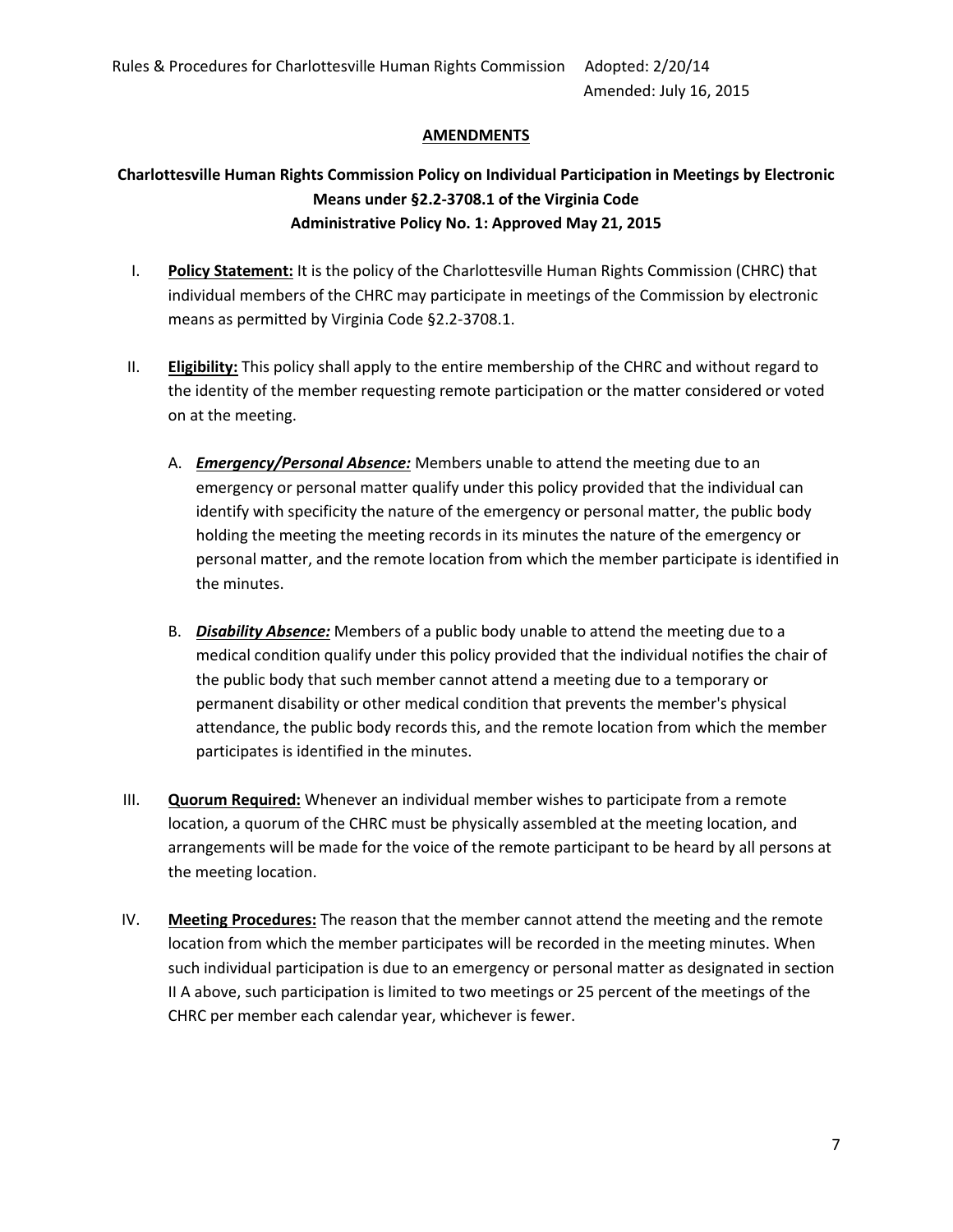## AMENDMENTS

### Charlottesville Human Rights Commission Policy on Individual Participation in Meetings by Electronic Means under §2.2-3708.1 of the Virginia Code
### Administrative Policy No. 1: Approved May 21, 2015

I. **Policy Statement:** It is the policy of the Charlottesville Human Rights Commission (CHRC) that individual members of the CHRC may participate in meetings of the Commission by electronic means as permitted by Virginia Code §2.2-3708.1.

II. **Eligibility:** This policy shall apply to the entire membership of the CHRC and without regard to the identity of the member requesting remote participation or the matter considered or voted on at the meeting.

   A. ***Emergency/Personal Absence:*** Members unable to attend the meeting due to an emergency or personal matter qualify under this policy provided that the individual can identify with specificity the nature of the emergency or personal matter, the public body holding the meeting the meeting records in its minutes the nature of the emergency or personal matter, and the remote location from which the member participate is identified in the minutes.

   B. ***Disability Absence:*** Members of a public body unable to attend the meeting due to a medical condition qualify under this policy provided that the individual notifies the chair of the public body that such member cannot attend a meeting due to a temporary or permanent disability or other medical condition that prevents the member's physical attendance, the public body records this, and the remote location from which the member participates is identified in the minutes.

III. **Quorum Required:** Whenever an individual member wishes to participate from a remote location, a quorum of the CHRC must be physically assembled at the meeting location, and arrangements will be made for the voice of the remote participant to be heard by all persons at the meeting location.

IV. **Meeting Procedures:** The reason that the member cannot attend the meeting and the remote location from which the member participates will be recorded in the meeting minutes. When such individual participation is due to an emergency or personal matter as designated in section II A above, such participation is limited to two meetings or 25 percent of the meetings of the CHRC per member each calendar year, whichever is fewer.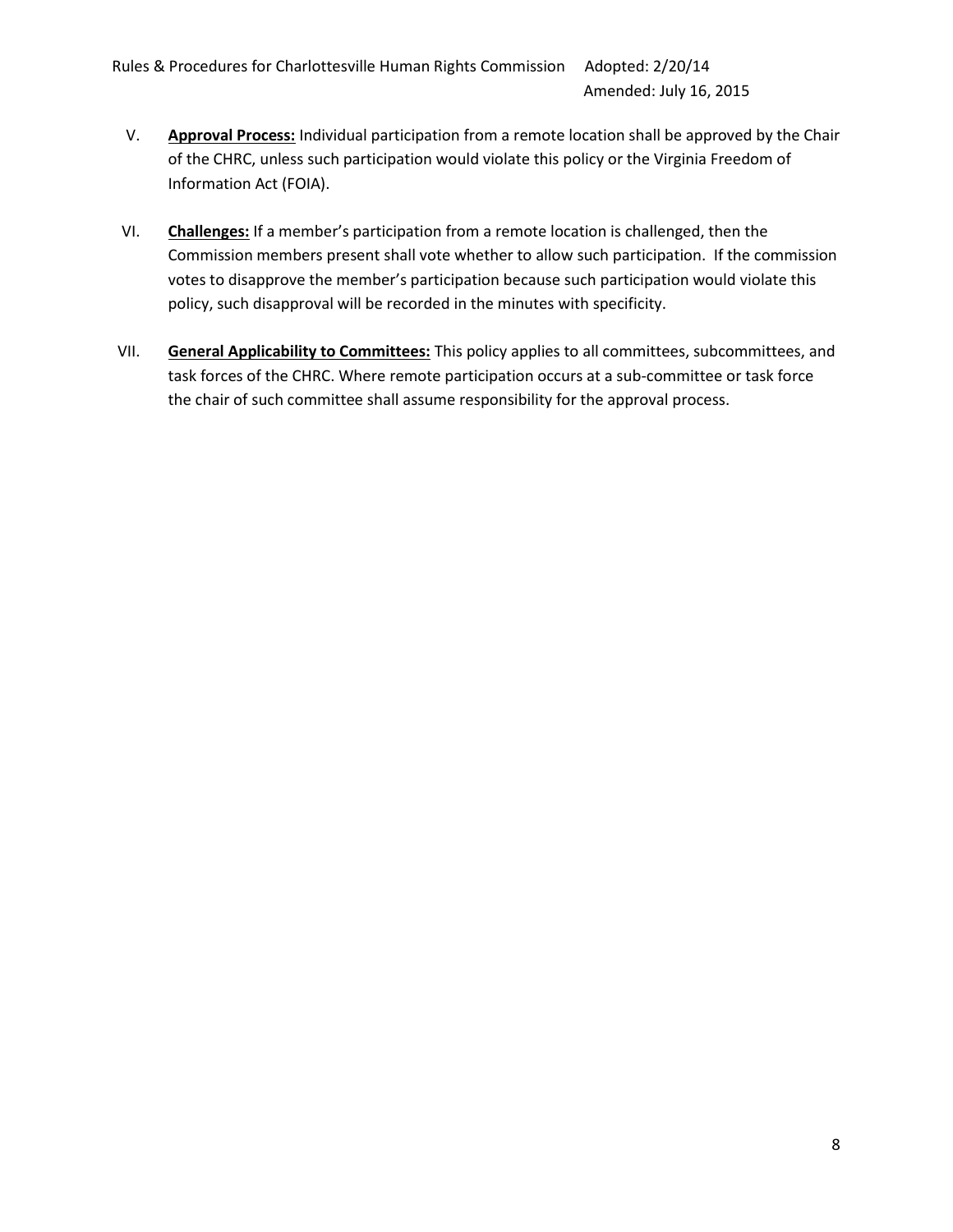V. **Approval Process:** Individual participation from a remote location shall be approved by the Chair of the CHRC, unless such participation would violate this policy or the Virginia Freedom of Information Act (FOIA).

VI. **Challenges:** If a member's participation from a remote location is challenged, then the Commission members present shall vote whether to allow such participation. If the commission votes to disapprove the member's participation because such participation would violate this policy, such disapproval will be recorded in the minutes with specificity.

VII. **General Applicability to Committees:** This policy applies to all committees, subcommittees, and task forces of the CHRC. Where remote participation occurs at a sub-committee or task force the chair of such committee shall assume responsibility for the approval process.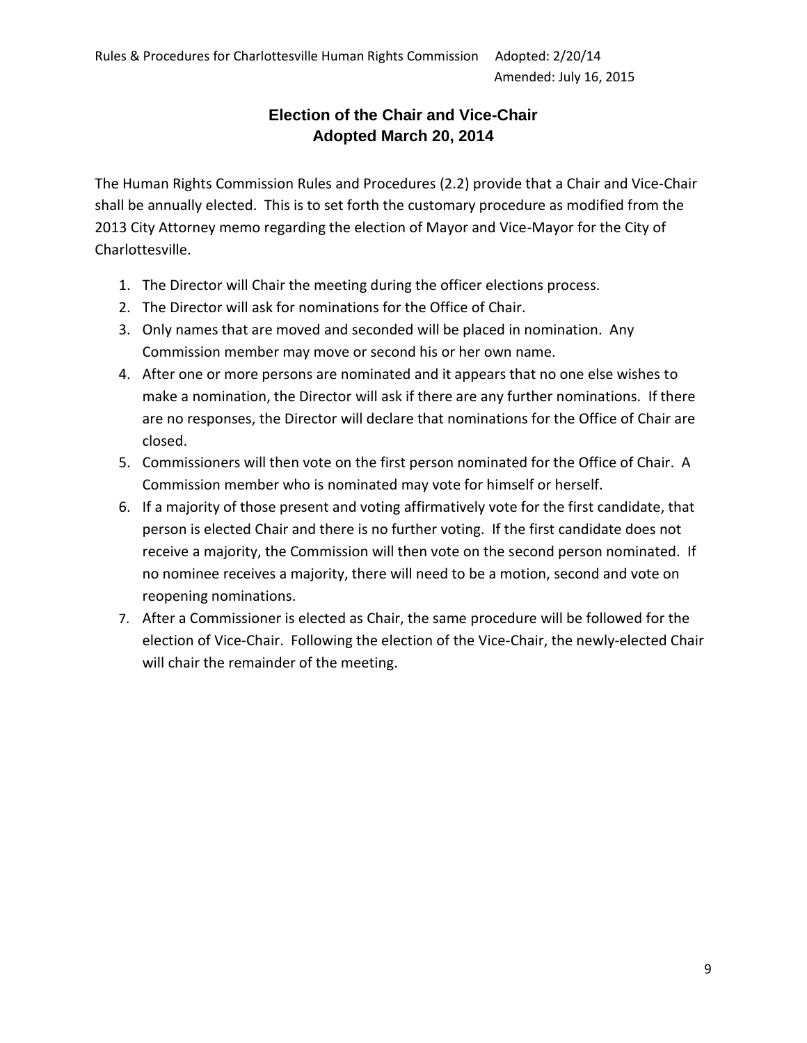## Election of the Chair and Vice-Chair
## Adopted March 20, 2014

The Human Rights Commission Rules and Procedures (2.2) provide that a Chair and Vice-Chair shall be annually elected. This is to set forth the customary procedure as modified from the 2013 City Attorney memo regarding the election of Mayor and Vice-Mayor for the City of Charlottesville.

1. The Director will Chair the meeting during the officer elections process.
2. The Director will ask for nominations for the Office of Chair.
3. Only names that are moved and seconded will be placed in nomination. Any Commission member may move or second his or her own name.
4. After one or more persons are nominated and it appears that no one else wishes to make a nomination, the Director will ask if there are any further nominations. If there are no responses, the Director will declare that nominations for the Office of Chair are closed.
5. Commissioners will then vote on the first person nominated for the Office of Chair. A Commission member who is nominated may vote for himself or herself.
6. If a majority of those present and voting affirmatively vote for the first candidate, that person is elected Chair and there is no further voting. If the first candidate does not receive a majority, the Commission will then vote on the second person nominated. If no nominee receives a majority, there will need to be a motion, second and vote on reopening nominations.
7. After a Commissioner is elected as Chair, the same procedure will be followed for the election of Vice-Chair. Following the election of the Vice-Chair, the newly-elected Chair will chair the remainder of the meeting.